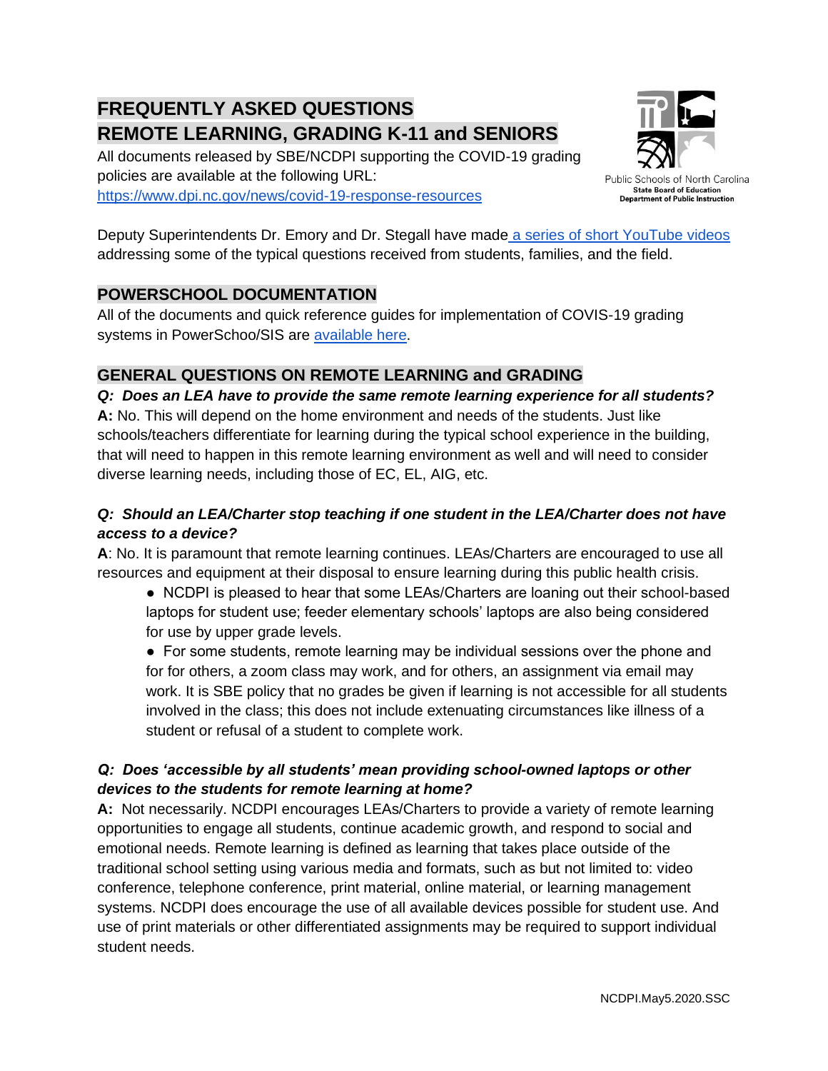# FREQUENTLY ASKED QUESTIONS
# REMOTE LEARNING, GRADING K-11 and SENIORS

All documents released by SBE/NCDPI supporting the COVID-19 grading policies are available at the following URL: https://www.dpi.nc.gov/news/covid-19-response-resources

Public Schools of North Carolina
State Board of Education
Department of Public Instruction

Deputy Superintendents Dr. Emory and Dr. Stegall have made a series of short YouTube videos addressing some of the typical questions received from students, families, and the field.

## POWERSCHOOL DOCUMENTATION

All of the documents and quick reference guides for implementation of COVIS-19 grading systems in PowerSchoo/SIS are available here.

## GENERAL QUESTIONS ON REMOTE LEARNING and GRADING

***Q: Does an LEA have to provide the same remote learning experience for all students?***

**A:** No. This will depend on the home environment and needs of the students. Just like schools/teachers differentiate for learning during the typical school experience in the building, that will need to happen in this remote learning environment as well and will need to consider diverse learning needs, including those of EC, EL, AIG, etc.

***Q: Should an LEA/Charter stop teaching if one student in the LEA/Charter does not have access to a device?***

**A**: No. It is paramount that remote learning continues. LEAs/Charters are encouraged to use all resources and equipment at their disposal to ensure learning during this public health crisis.

- NCDPI is pleased to hear that some LEAs/Charters are loaning out their school-based laptops for student use; feeder elementary schools' laptops are also being considered for use by upper grade levels.
- For some students, remote learning may be individual sessions over the phone and for for others, a zoom class may work, and for others, an assignment via email may work. It is SBE policy that no grades be given if learning is not accessible for all students involved in the class; this does not include extenuating circumstances like illness of a student or refusal of a student to complete work.

***Q: Does 'accessible by all students' mean providing school-owned laptops or other devices to the students for remote learning at home?***

**A:** Not necessarily. NCDPI encourages LEAs/Charters to provide a variety of remote learning opportunities to engage all students, continue academic growth, and respond to social and emotional needs. Remote learning is defined as learning that takes place outside of the traditional school setting using various media and formats, such as but not limited to: video conference, telephone conference, print material, online material, or learning management systems. NCDPI does encourage the use of all available devices possible for student use. And use of print materials or other differentiated assignments may be required to support individual student needs.

NCDPI.May5.2020.SSC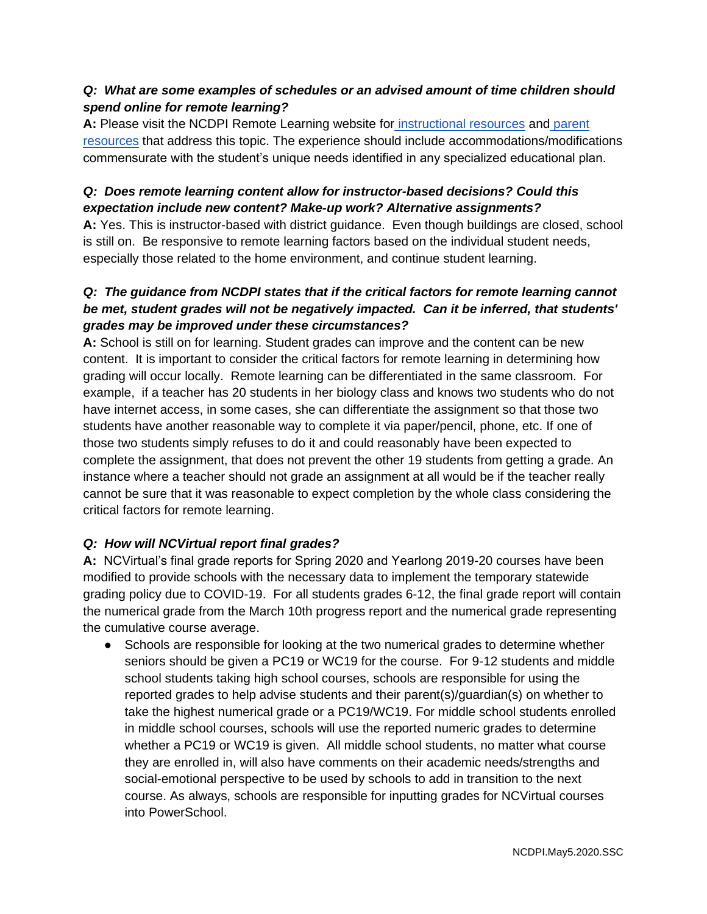***Q: What are some examples of schedules or an advised amount of time children should spend online for remote learning?***

**A:** Please visit the NCDPI Remote Learning website for [instructional resources](#) and [parent resources](#) that address this topic. The experience should include accommodations/modifications commensurate with the student's unique needs identified in any specialized educational plan.

***Q: Does remote learning content allow for instructor-based decisions? Could this expectation include new content? Make-up work? Alternative assignments?***

**A:** Yes. This is instructor-based with district guidance. Even though buildings are closed, school is still on. Be responsive to remote learning factors based on the individual student needs, especially those related to the home environment, and continue student learning.

***Q: The guidance from NCDPI states that if the critical factors for remote learning cannot be met, student grades will not be negatively impacted. Can it be inferred, that students' grades may be improved under these circumstances?***

**A:** School is still on for learning. Student grades can improve and the content can be new content. It is important to consider the critical factors for remote learning in determining how grading will occur locally. Remote learning can be differentiated in the same classroom. For example, if a teacher has 20 students in her biology class and knows two students who do not have internet access, in some cases, she can differentiate the assignment so that those two students have another reasonable way to complete it via paper/pencil, phone, etc. If one of those two students simply refuses to do it and could reasonably have been expected to complete the assignment, that does not prevent the other 19 students from getting a grade. An instance where a teacher should not grade an assignment at all would be if the teacher really cannot be sure that it was reasonable to expect completion by the whole class considering the critical factors for remote learning.

***Q: How will NCVirtual report final grades?***

**A:** NCVirtual's final grade reports for Spring 2020 and Yearlong 2019-20 courses have been modified to provide schools with the necessary data to implement the temporary statewide grading policy due to COVID-19. For all students grades 6-12, the final grade report will contain the numerical grade from the March 10th progress report and the numerical grade representing the cumulative course average.

- Schools are responsible for looking at the two numerical grades to determine whether seniors should be given a PC19 or WC19 for the course. For 9-12 students and middle school students taking high school courses, schools are responsible for using the reported grades to help advise students and their parent(s)/guardian(s) on whether to take the highest numerical grade or a PC19/WC19. For middle school students enrolled in middle school courses, schools will use the reported numeric grades to determine whether a PC19 or WC19 is given. All middle school students, no matter what course they are enrolled in, will also have comments on their academic needs/strengths and social-emotional perspective to be used by schools to add in transition to the next course. As always, schools are responsible for inputting grades for NCVirtual courses into PowerSchool.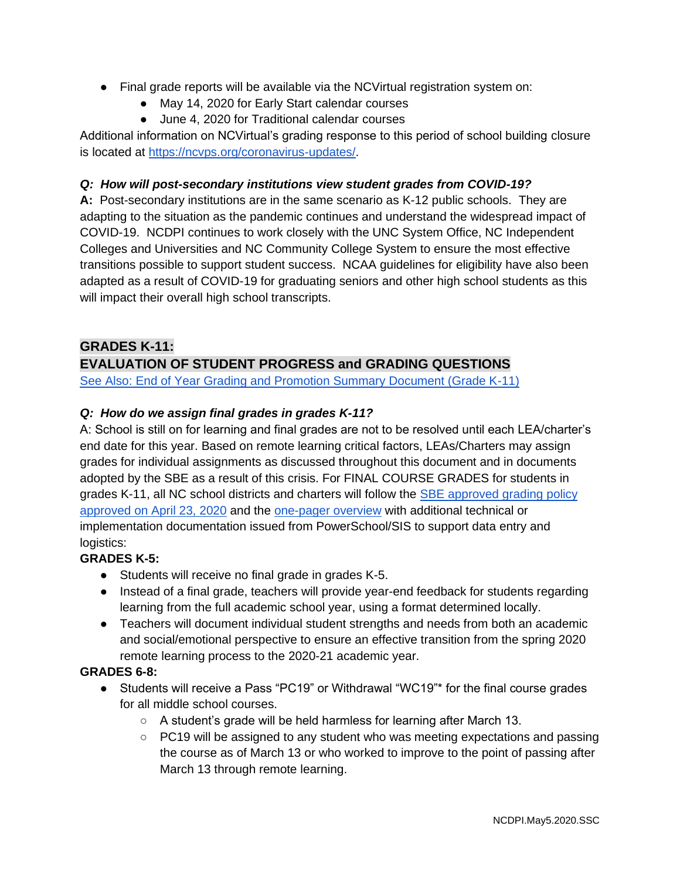- Final grade reports will be available via the NCVirtual registration system on:
  - May 14, 2020 for Early Start calendar courses
  - June 4, 2020 for Traditional calendar courses

Additional information on NCVirtual's grading response to this period of school building closure is located at [https://ncvps.org/coronavirus-updates/](https://ncvps.org/coronavirus-updates/).

***Q: How will post-secondary institutions view student grades from COVID-19?***

**A:** Post-secondary institutions are in the same scenario as K-12 public schools. They are adapting to the situation as the pandemic continues and understand the widespread impact of COVID-19. NCDPI continues to work closely with the UNC System Office, NC Independent Colleges and Universities and NC Community College System to ensure the most effective transitions possible to support student success. NCAA guidelines for eligibility have also been adapted as a result of COVID-19 for graduating seniors and other high school students as this will impact their overall high school transcripts.

## GRADES K-11:
## EVALUATION OF STUDENT PROGRESS and GRADING QUESTIONS

[See Also: End of Year Grading and Promotion Summary Document (Grade K-11)]()

***Q: How do we assign final grades in grades K-11?***

A: School is still on for learning and final grades are not to be resolved until each LEA/charter's end date for this year. Based on remote learning critical factors, LEAs/Charters may assign grades for individual assignments as discussed throughout this document and in documents adopted by the SBE as a result of this crisis. For FINAL COURSE GRADES for students in grades K-11, all NC school districts and charters will follow the [SBE approved grading policy approved on April 23, 2020]() and the [one-pager overview]() with additional technical or implementation documentation issued from PowerSchool/SIS to support data entry and logistics:

**GRADES K-5:**

- Students will receive no final grade in grades K-5.
- Instead of a final grade, teachers will provide year-end feedback for students regarding learning from the full academic school year, using a format determined locally.
- Teachers will document individual student strengths and needs from both an academic and social/emotional perspective to ensure an effective transition from the spring 2020 remote learning process to the 2020-21 academic year.

**GRADES 6-8:**

- Students will receive a Pass "PC19" or Withdrawal "WC19"* for the final course grades for all middle school courses.
  - A student's grade will be held harmless for learning after March 13.
  - PC19 will be assigned to any student who was meeting expectations and passing the course as of March 13 or who worked to improve to the point of passing after March 13 through remote learning.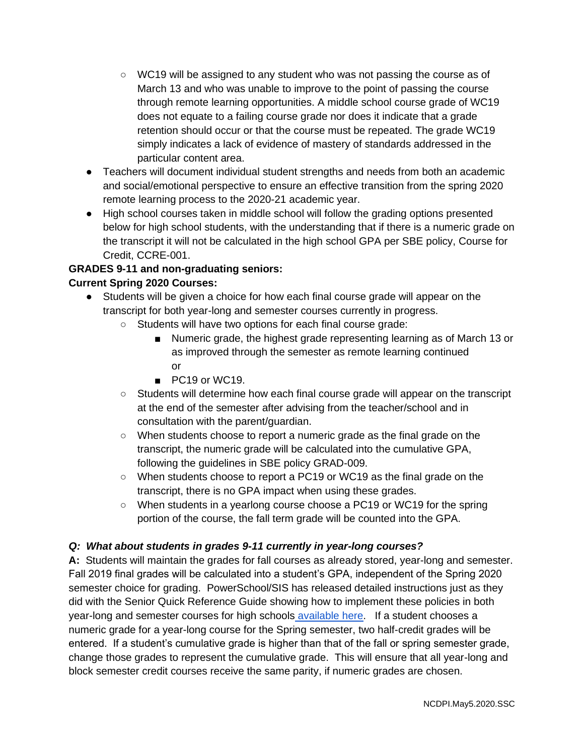- WC19 will be assigned to any student who was not passing the course as of March 13 and who was unable to improve to the point of passing the course through remote learning opportunities. A middle school course grade of WC19 does not equate to a failing course grade nor does it indicate that a grade retention should occur or that the course must be repeated. The grade WC19 simply indicates a lack of evidence of mastery of standards addressed in the particular content area.
- Teachers will document individual student strengths and needs from both an academic and social/emotional perspective to ensure an effective transition from the spring 2020 remote learning process to the 2020-21 academic year.
- High school courses taken in middle school will follow the grading options presented below for high school students, with the understanding that if there is a numeric grade on the transcript it will not be calculated in the high school GPA per SBE policy, Course for Credit, CCRE-001.

**GRADES 9-11 and non-graduating seniors:**
**Current Spring 2020 Courses:**

- Students will be given a choice for how each final course grade will appear on the transcript for both year-long and semester courses currently in progress.
    - Students will have two options for each final course grade:
        - Numeric grade, the highest grade representing learning as of March 13 or as improved through the semester as remote learning continued
          or
        - PC19 or WC19.
    - Students will determine how each final course grade will appear on the transcript at the end of the semester after advising from the teacher/school and in consultation with the parent/guardian.
    - When students choose to report a numeric grade as the final grade on the transcript, the numeric grade will be calculated into the cumulative GPA, following the guidelines in SBE policy GRAD-009.
    - When students choose to report a PC19 or WC19 as the final grade on the transcript, there is no GPA impact when using these grades.
    - When students in a yearlong course choose a PC19 or WC19 for the spring portion of the course, the fall term grade will be counted into the GPA.

***Q: What about students in grades 9-11 currently in year-long courses?***

**A:** Students will maintain the grades for fall courses as already stored, year-long and semester. Fall 2019 final grades will be calculated into a student's GPA, independent of the Spring 2020 semester choice for grading. PowerSchool/SIS has released detailed instructions just as they did with the Senior Quick Reference Guide showing how to implement these policies in both year-long and semester courses for high schools available here. If a student chooses a numeric grade for a year-long course for the Spring semester, two half-credit grades will be entered. If a student's cumulative grade is higher than that of the fall or spring semester grade, change those grades to represent the cumulative grade. This will ensure that all year-long and block semester credit courses receive the same parity, if numeric grades are chosen.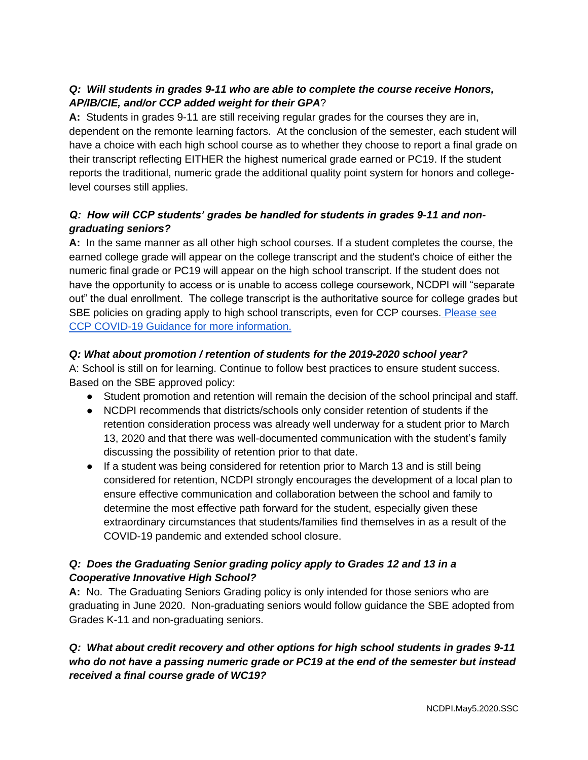***Q: Will students in grades 9-11 who are able to complete the course receive Honors, AP/IB/CIE, and/or CCP added weight for their GPA*?**

**A:** Students in grades 9-11 are still receiving regular grades for the courses they are in, dependent on the remonte learning factors. At the conclusion of the semester, each student will have a choice with each high school course as to whether they choose to report a final grade on their transcript reflecting EITHER the highest numerical grade earned or PC19. If the student reports the traditional, numeric grade the additional quality point system for honors and college-level courses still applies.

***Q: How will CCP students' grades be handled for students in grades 9-11 and non-graduating seniors?***

**A:** In the same manner as all other high school courses. If a student completes the course, the earned college grade will appear on the college transcript and the student's choice of either the numeric final grade or PC19 will appear on the high school transcript. If the student does not have the opportunity to access or is unable to access college coursework, NCDPI will "separate out" the dual enrollment. The college transcript is the authoritative source for college grades but SBE policies on grading apply to high school transcripts, even for CCP courses. Please see CCP COVID-19 Guidance for more information.

***Q: What about promotion / retention of students for the 2019-2020 school year?***

A: School is still on for learning. Continue to follow best practices to ensure student success. Based on the SBE approved policy:

- Student promotion and retention will remain the decision of the school principal and staff.
- NCDPI recommends that districts/schools only consider retention of students if the retention consideration process was already well underway for a student prior to March 13, 2020 and that there was well-documented communication with the student's family discussing the possibility of retention prior to that date.
- If a student was being considered for retention prior to March 13 and is still being considered for retention, NCDPI strongly encourages the development of a local plan to ensure effective communication and collaboration between the school and family to determine the most effective path forward for the student, especially given these extraordinary circumstances that students/families find themselves in as a result of the COVID-19 pandemic and extended school closure.

***Q: Does the Graduating Senior grading policy apply to Grades 12 and 13 in a Cooperative Innovative High School?***

**A:** No. The Graduating Seniors Grading policy is only intended for those seniors who are graduating in June 2020. Non-graduating seniors would follow guidance the SBE adopted from Grades K-11 and non-graduating seniors.

***Q: What about credit recovery and other options for high school students in grades 9-11 who do not have a passing numeric grade or PC19 at the end of the semester but instead received a final course grade of WC19?***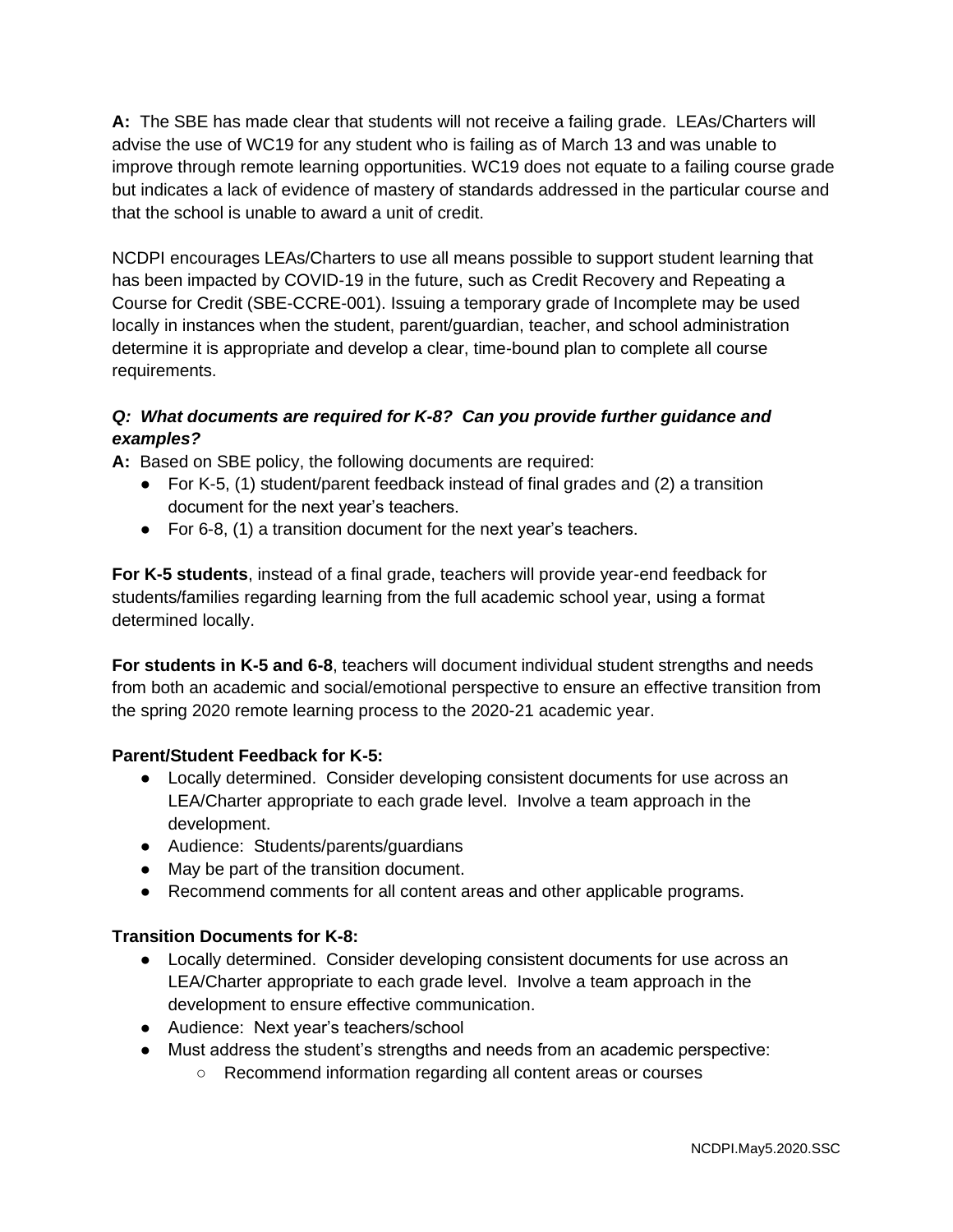**A:** The SBE has made clear that students will not receive a failing grade. LEAs/Charters will advise the use of WC19 for any student who is failing as of March 13 and was unable to improve through remote learning opportunities. WC19 does not equate to a failing course grade but indicates a lack of evidence of mastery of standards addressed in the particular course and that the school is unable to award a unit of credit.

NCDPI encourages LEAs/Charters to use all means possible to support student learning that has been impacted by COVID-19 in the future, such as Credit Recovery and Repeating a Course for Credit (SBE-CCRE-001). Issuing a temporary grade of Incomplete may be used locally in instances when the student, parent/guardian, teacher, and school administration determine it is appropriate and develop a clear, time-bound plan to complete all course requirements.

***Q: What documents are required for K-8? Can you provide further guidance and examples?***

**A:** Based on SBE policy, the following documents are required:

- For K-5, (1) student/parent feedback instead of final grades and (2) a transition document for the next year's teachers.
- For 6-8, (1) a transition document for the next year's teachers.

**For K-5 students**, instead of a final grade, teachers will provide year-end feedback for students/families regarding learning from the full academic school year, using a format determined locally.

**For students in K-5 and 6-8**, teachers will document individual student strengths and needs from both an academic and social/emotional perspective to ensure an effective transition from the spring 2020 remote learning process to the 2020-21 academic year.

**Parent/Student Feedback for K-5:**

- Locally determined. Consider developing consistent documents for use across an LEA/Charter appropriate to each grade level. Involve a team approach in the development.
- Audience: Students/parents/guardians
- May be part of the transition document.
- Recommend comments for all content areas and other applicable programs.

**Transition Documents for K-8:**

- Locally determined. Consider developing consistent documents for use across an LEA/Charter appropriate to each grade level. Involve a team approach in the development to ensure effective communication.
- Audience: Next year's teachers/school
- Must address the student's strengths and needs from an academic perspective:
  - Recommend information regarding all content areas or courses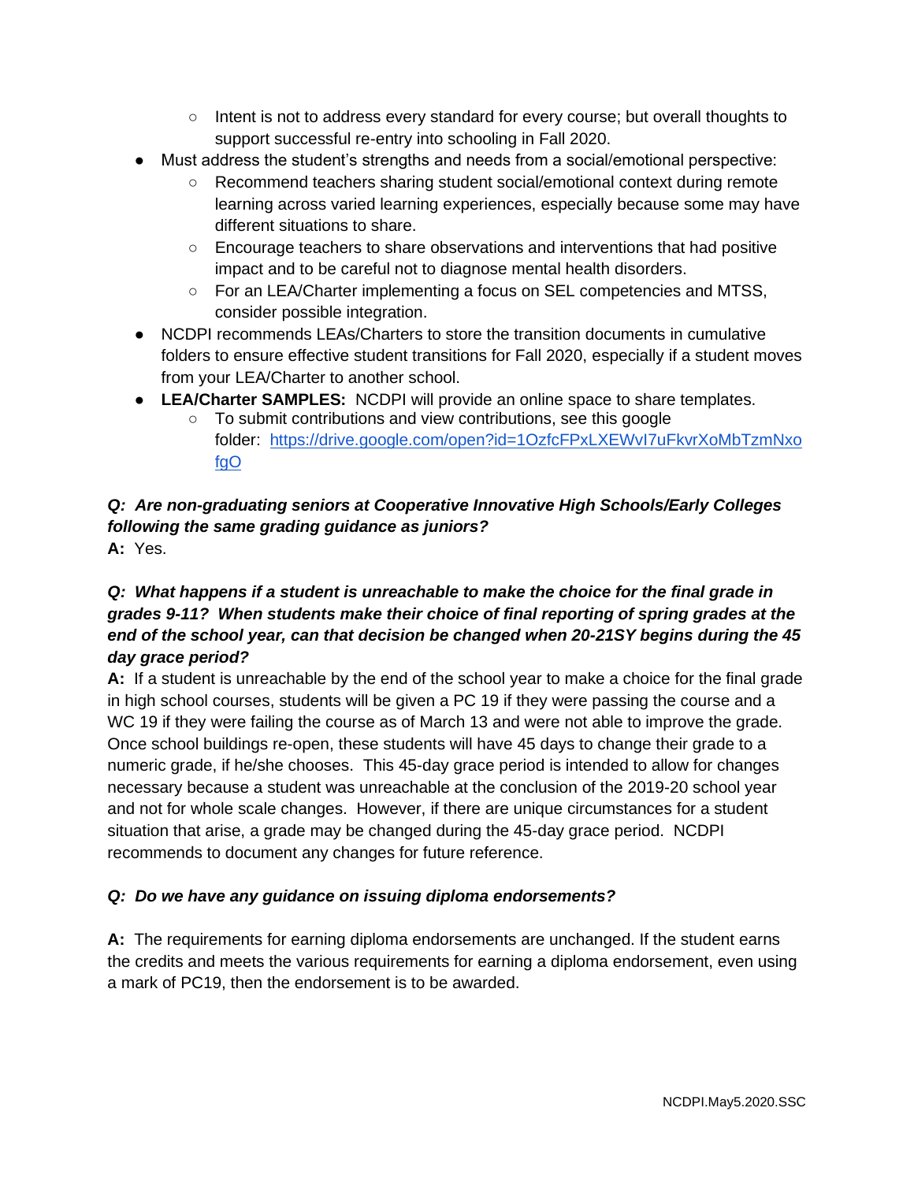- Intent is not to address every standard for every course; but overall thoughts to support successful re-entry into schooling in Fall 2020.
- Must address the student's strengths and needs from a social/emotional perspective:
  - Recommend teachers sharing student social/emotional context during remote learning across varied learning experiences, especially because some may have different situations to share.
  - Encourage teachers to share observations and interventions that had positive impact and to be careful not to diagnose mental health disorders.
  - For an LEA/Charter implementing a focus on SEL competencies and MTSS, consider possible integration.
- NCDPI recommends LEAs/Charters to store the transition documents in cumulative folders to ensure effective student transitions for Fall 2020, especially if a student moves from your LEA/Charter to another school.
- **LEA/Charter SAMPLES:** NCDPI will provide an online space to share templates.
  - To submit contributions and view contributions, see this google folder: [https://drive.google.com/open?id=1OzfcFPxLXEWvI7uFkvrXoMbTzmNxofgO](https://drive.google.com/open?id=1OzfcFPxLXEWvI7uFkvrXoMbTzmNxofgO)

***Q: Are non-graduating seniors at Cooperative Innovative High Schools/Early Colleges following the same grading guidance as juniors?***

**A:** Yes.

***Q: What happens if a student is unreachable to make the choice for the final grade in grades 9-11? When students make their choice of final reporting of spring grades at the end of the school year, can that decision be changed when 20-21SY begins during the 45 day grace period?***

**A:** If a student is unreachable by the end of the school year to make a choice for the final grade in high school courses, students will be given a PC 19 if they were passing the course and a WC 19 if they were failing the course as of March 13 and were not able to improve the grade. Once school buildings re-open, these students will have 45 days to change their grade to a numeric grade, if he/she chooses. This 45-day grace period is intended to allow for changes necessary because a student was unreachable at the conclusion of the 2019-20 school year and not for whole scale changes. However, if there are unique circumstances for a student situation that arise, a grade may be changed during the 45-day grace period. NCDPI recommends to document any changes for future reference.

***Q: Do we have any guidance on issuing diploma endorsements?***

**A:** The requirements for earning diploma endorsements are unchanged. If the student earns the credits and meets the various requirements for earning a diploma endorsement, even using a mark of PC19, then the endorsement is to be awarded.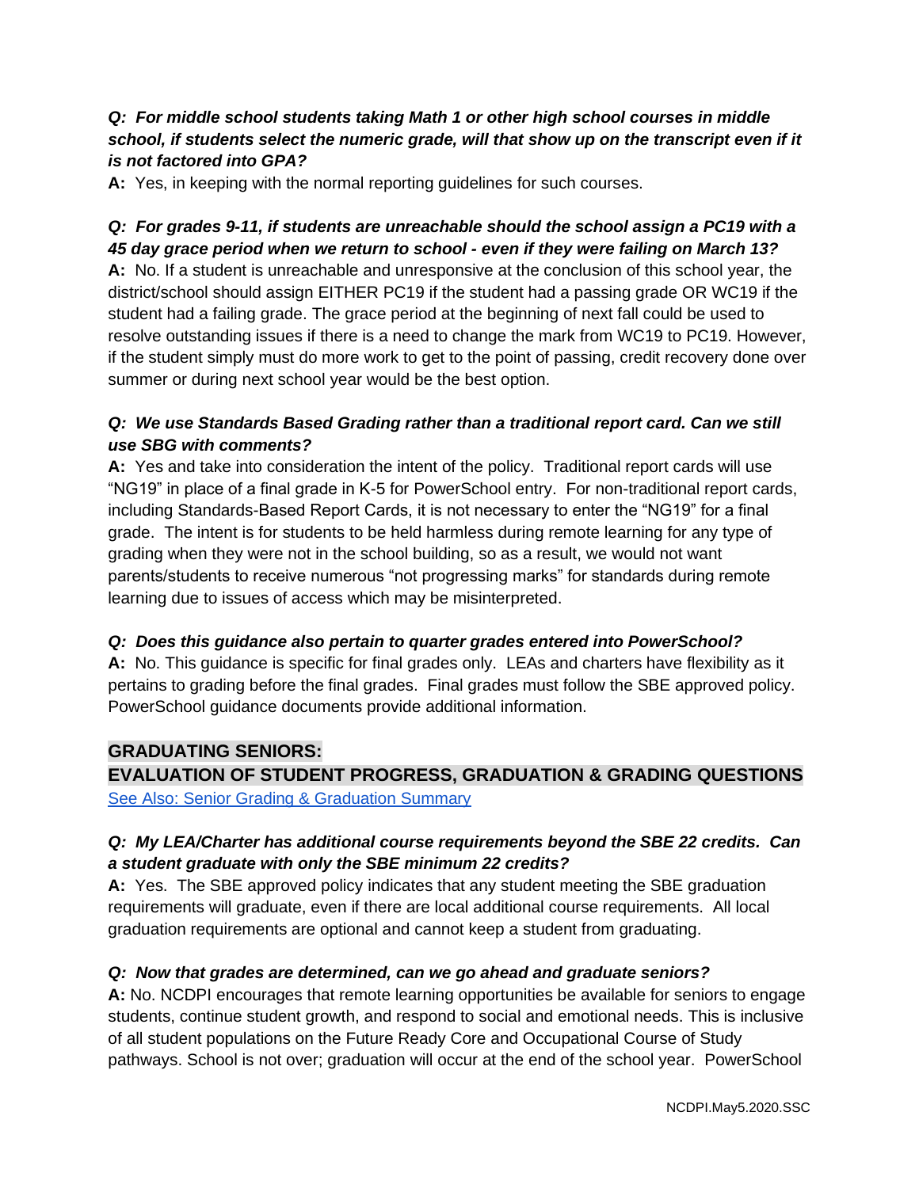***Q: For middle school students taking Math 1 or other high school courses in middle school, if students select the numeric grade, will that show up on the transcript even if it is not factored into GPA?***

**A:** Yes, in keeping with the normal reporting guidelines for such courses.

***Q: For grades 9-11, if students are unreachable should the school assign a PC19 with a 45 day grace period when we return to school - even if they were failing on March 13?***

**A:** No. If a student is unreachable and unresponsive at the conclusion of this school year, the district/school should assign EITHER PC19 if the student had a passing grade OR WC19 if the student had a failing grade. The grace period at the beginning of next fall could be used to resolve outstanding issues if there is a need to change the mark from WC19 to PC19. However, if the student simply must do more work to get to the point of passing, credit recovery done over summer or during next school year would be the best option.

***Q: We use Standards Based Grading rather than a traditional report card. Can we still use SBG with comments?***

**A:** Yes and take into consideration the intent of the policy. Traditional report cards will use "NG19" in place of a final grade in K-5 for PowerSchool entry. For non-traditional report cards, including Standards-Based Report Cards, it is not necessary to enter the "NG19" for a final grade. The intent is for students to be held harmless during remote learning for any type of grading when they were not in the school building, so as a result, we would not want parents/students to receive numerous "not progressing marks" for standards during remote learning due to issues of access which may be misinterpreted.

***Q: Does this guidance also pertain to quarter grades entered into PowerSchool?***

**A:** No. This guidance is specific for final grades only. LEAs and charters have flexibility as it pertains to grading before the final grades. Final grades must follow the SBE approved policy. PowerSchool guidance documents provide additional information.

## GRADUATING SENIORS:
## EVALUATION OF STUDENT PROGRESS, GRADUATION & GRADING QUESTIONS

See Also: Senior Grading & Graduation Summary

***Q: My LEA/Charter has additional course requirements beyond the SBE 22 credits. Can a student graduate with only the SBE minimum 22 credits?***

**A:** Yes. The SBE approved policy indicates that any student meeting the SBE graduation requirements will graduate, even if there are local additional course requirements. All local graduation requirements are optional and cannot keep a student from graduating.

***Q: Now that grades are determined, can we go ahead and graduate seniors?***

**A:** No. NCDPI encourages that remote learning opportunities be available for seniors to engage students, continue student growth, and respond to social and emotional needs. This is inclusive of all student populations on the Future Ready Core and Occupational Course of Study pathways. School is not over; graduation will occur at the end of the school year. PowerSchool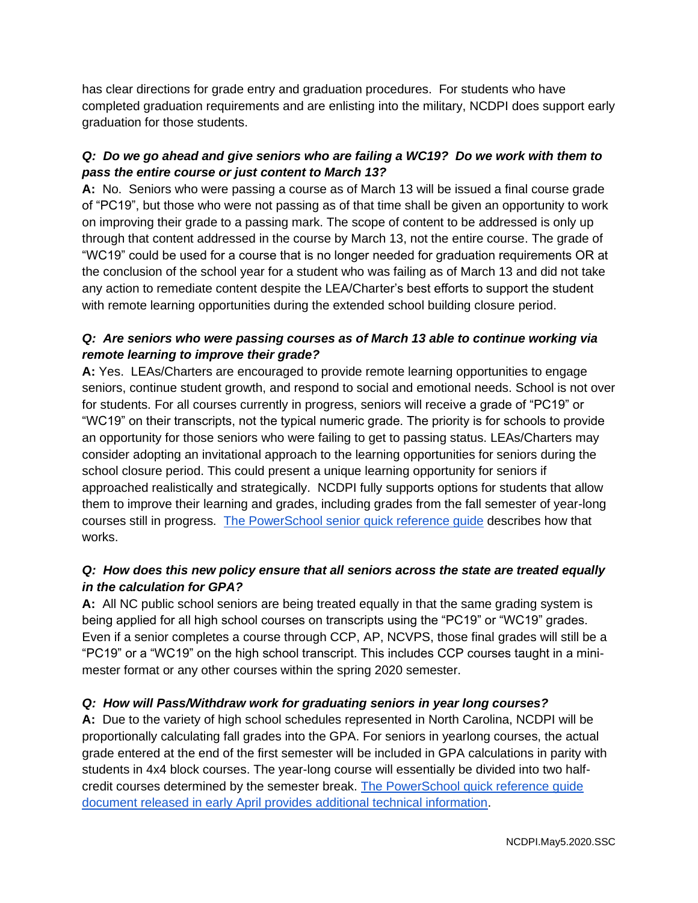has clear directions for grade entry and graduation procedures. For students who have completed graduation requirements and are enlisting into the military, NCDPI does support early graduation for those students.

***Q: Do we go ahead and give seniors who are failing a WC19? Do we work with them to pass the entire course or just content to March 13?***

**A:** No. Seniors who were passing a course as of March 13 will be issued a final course grade of "PC19", but those who were not passing as of that time shall be given an opportunity to work on improving their grade to a passing mark. The scope of content to be addressed is only up through that content addressed in the course by March 13, not the entire course. The grade of "WC19" could be used for a course that is no longer needed for graduation requirements OR at the conclusion of the school year for a student who was failing as of March 13 and did not take any action to remediate content despite the LEA/Charter's best efforts to support the student with remote learning opportunities during the extended school building closure period.

***Q: Are seniors who were passing courses as of March 13 able to continue working via remote learning to improve their grade?***

**A:** Yes. LEAs/Charters are encouraged to provide remote learning opportunities to engage seniors, continue student growth, and respond to social and emotional needs. School is not over for students. For all courses currently in progress, seniors will receive a grade of "PC19" or "WC19" on their transcripts, not the typical numeric grade. The priority is for schools to provide an opportunity for those seniors who were failing to get to passing status. LEAs/Charters may consider adopting an invitational approach to the learning opportunities for seniors during the school closure period. This could present a unique learning opportunity for seniors if approached realistically and strategically. NCDPI fully supports options for students that allow them to improve their learning and grades, including grades from the fall semester of year-long courses still in progress. The PowerSchool senior quick reference guide describes how that works.

***Q: How does this new policy ensure that all seniors across the state are treated equally in the calculation for GPA?***

**A:** All NC public school seniors are being treated equally in that the same grading system is being applied for all high school courses on transcripts using the "PC19" or "WC19" grades. Even if a senior completes a course through CCP, AP, NCVPS, those final grades will still be a "PC19" or a "WC19" on the high school transcript. This includes CCP courses taught in a mini-mester format or any other courses within the spring 2020 semester.

***Q: How will Pass/Withdraw work for graduating seniors in year long courses?***

**A:** Due to the variety of high school schedules represented in North Carolina, NCDPI will be proportionally calculating fall grades into the GPA. For seniors in yearlong courses, the actual grade entered at the end of the first semester will be included in GPA calculations in parity with students in 4x4 block courses. The year-long course will essentially be divided into two half-credit courses determined by the semester break. The PowerSchool quick reference guide document released in early April provides additional technical information.

NCDPI.May5.2020.SSC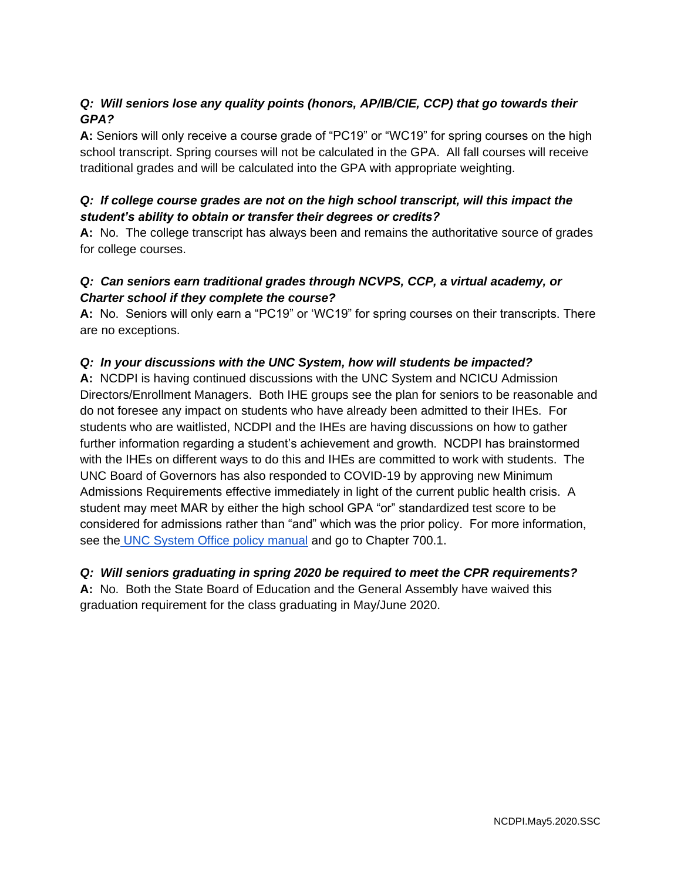***Q: Will seniors lose any quality points (honors, AP/IB/CIE, CCP) that go towards their GPA?***

**A:** Seniors will only receive a course grade of "PC19" or "WC19" for spring courses on the high school transcript. Spring courses will not be calculated in the GPA. All fall courses will receive traditional grades and will be calculated into the GPA with appropriate weighting.

***Q: If college course grades are not on the high school transcript, will this impact the student's ability to obtain or transfer their degrees or credits?***

**A:** No. The college transcript has always been and remains the authoritative source of grades for college courses.

***Q: Can seniors earn traditional grades through NCVPS, CCP, a virtual academy, or Charter school if they complete the course?***

**A:** No. Seniors will only earn a "PC19" or 'WC19" for spring courses on their transcripts. There are no exceptions.

***Q: In your discussions with the UNC System, how will students be impacted?***

**A:** NCDPI is having continued discussions with the UNC System and NCICU Admission Directors/Enrollment Managers. Both IHE groups see the plan for seniors to be reasonable and do not foresee any impact on students who have already been admitted to their IHEs. For students who are waitlisted, NCDPI and the IHEs are having discussions on how to gather further information regarding a student's achievement and growth. NCDPI has brainstormed with the IHEs on different ways to do this and IHEs are committed to work with students. The UNC Board of Governors has also responded to COVID-19 by approving new Minimum Admissions Requirements effective immediately in light of the current public health crisis. A student may meet MAR by either the high school GPA "or" standardized test score to be considered for admissions rather than "and" which was the prior policy. For more information, see the UNC System Office policy manual and go to Chapter 700.1.

***Q: Will seniors graduating in spring 2020 be required to meet the CPR requirements?***

**A:** No. Both the State Board of Education and the General Assembly have waived this graduation requirement for the class graduating in May/June 2020.

NCDPI.May5.2020.SSC